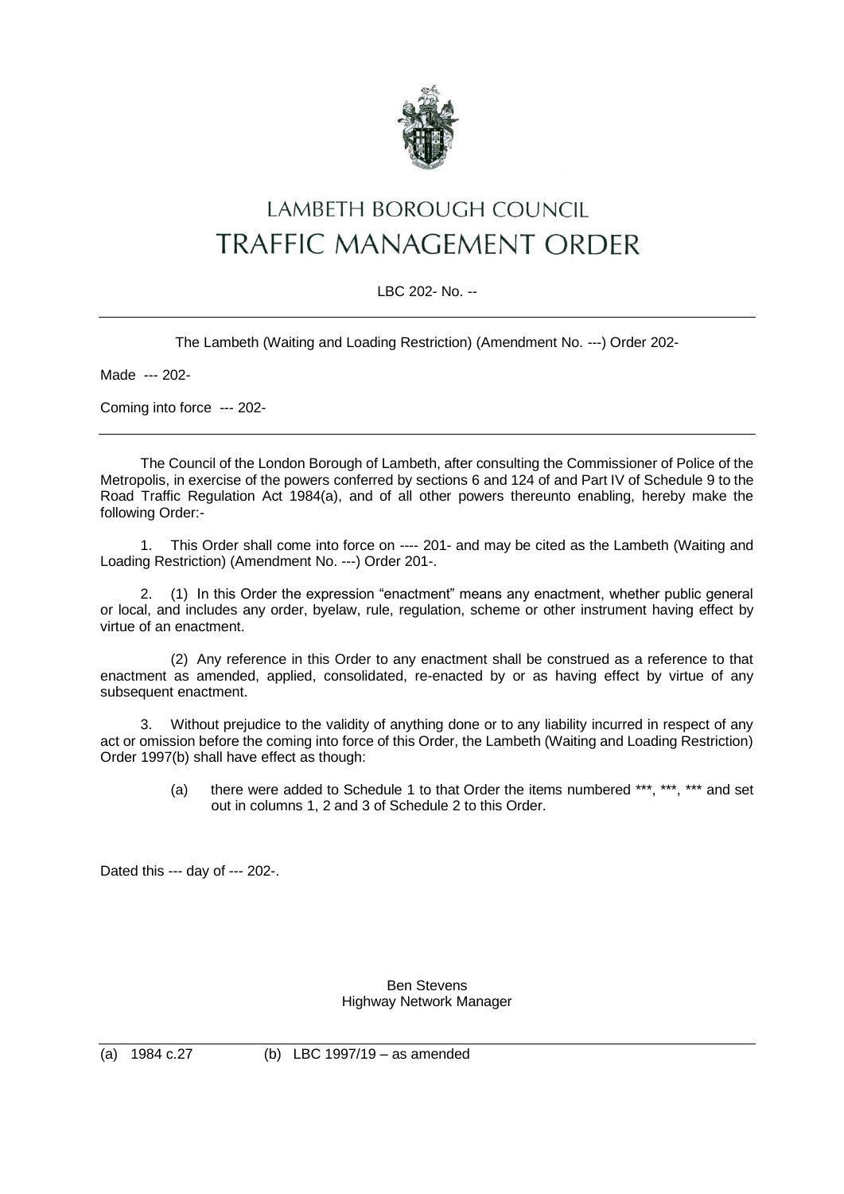# LAMBETH BOROUGH COUNCIL

# TRAFFIC MANAGEMENT ORDER

LBC 202- No. --

---

The Lambeth (Waiting and Loading Restriction) (Amendment No. ---) Order 202-

Made --- 202-

Coming into force --- 202-

---

The Council of the London Borough of Lambeth, after consulting the Commissioner of Police of the Metropolis, in exercise of the powers conferred by sections 6 and 124 of and Part IV of Schedule 9 to the Road Traffic Regulation Act 1984(a), and of all other powers thereunto enabling, hereby make the following Order:-

1. This Order shall come into force on ---- 201- and may be cited as the Lambeth (Waiting and Loading Restriction) (Amendment No. ---) Order 201-.

2. (1) In this Order the expression "enactment" means any enactment, whether public general or local, and includes any order, byelaw, rule, regulation, scheme or other instrument having effect by virtue of an enactment.

   (2) Any reference in this Order to any enactment shall be construed as a reference to that enactment as amended, applied, consolidated, re-enacted by or as having effect by virtue of any subsequent enactment.

3. Without prejudice to the validity of anything done or to any liability incurred in respect of any act or omission before the coming into force of this Order, the Lambeth (Waiting and Loading Restriction) Order 1997(b) shall have effect as though:

   (a) there were added to Schedule 1 to that Order the items numbered ***, ***, *** and set out in columns 1, 2 and 3 of Schedule 2 to this Order.

Dated this --- day of --- 202-.

Ben Stevens
Highway Network Manager

---

(a) 1984 c.27 (b) LBC 1997/19 – as amended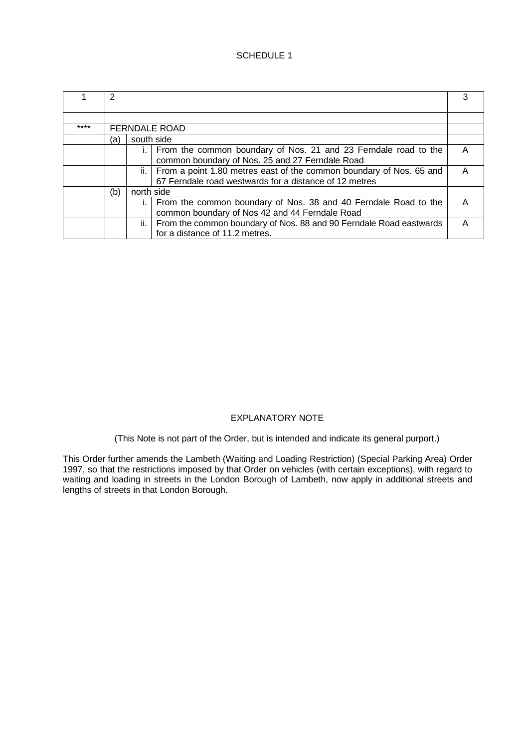SCHEDULE 1

| 1 | 2 | | | 3 |
|---|---|---|---|---|
| | | | | |
| **** | FERNDALE ROAD | | | |
| | (a) | south side | | |
| | | i. | From the common boundary of Nos. 21 and 23 Ferndale road to the common boundary of Nos. 25 and 27 Ferndale Road | A |
| | | ii. | From a point 1.80 metres east of the common boundary of Nos. 65 and 67 Ferndale road westwards for a distance of 12 metres | A |
| | (b) | north side | | |
| | | i. | From the common boundary of Nos. 38 and 40 Ferndale Road to the common boundary of Nos 42 and 44 Ferndale Road | A |
| | | ii. | From the common boundary of Nos. 88 and 90 Ferndale Road eastwards for a distance of 11.2 metres. | A |

EXPLANATORY NOTE

(This Note is not part of the Order, but is intended and indicate its general purport.)

This Order further amends the Lambeth (Waiting and Loading Restriction) (Special Parking Area) Order 1997, so that the restrictions imposed by that Order on vehicles (with certain exceptions), with regard to waiting and loading in streets in the London Borough of Lambeth, now apply in additional streets and lengths of streets in that London Borough.